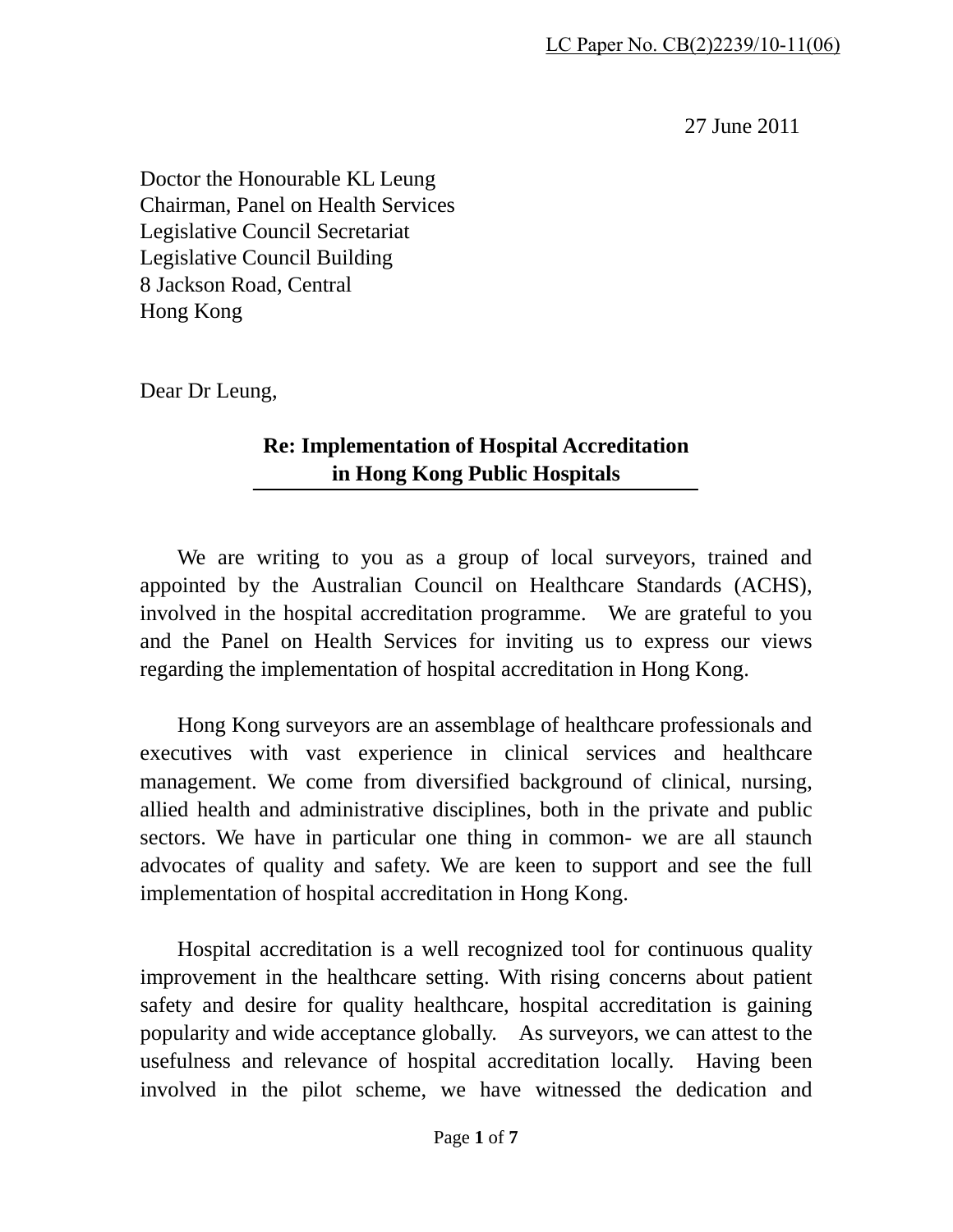LC Paper No. CB(2)2239/10-11(06)

27 June 2011

Doctor the Honourable KL Leung  
Chairman, Panel on Health Services  
Legislative Council Secretariat  
Legislative Council Building  
8 Jackson Road, Central  
Hong Kong

Dear Dr Leung,

**Re: Implementation of Hospital Accreditation in Hong Kong Public Hospitals**

We are writing to you as a group of local surveyors, trained and appointed by the Australian Council on Healthcare Standards (ACHS), involved in the hospital accreditation programme. We are grateful to you and the Panel on Health Services for inviting us to express our views regarding the implementation of hospital accreditation in Hong Kong.

Hong Kong surveyors are an assemblage of healthcare professionals and executives with vast experience in clinical services and healthcare management. We come from diversified background of clinical, nursing, allied health and administrative disciplines, both in the private and public sectors. We have in particular one thing in common- we are all staunch advocates of quality and safety. We are keen to support and see the full implementation of hospital accreditation in Hong Kong.

Hospital accreditation is a well recognized tool for continuous quality improvement in the healthcare setting. With rising concerns about patient safety and desire for quality healthcare, hospital accreditation is gaining popularity and wide acceptance globally. As surveyors, we can attest to the usefulness and relevance of hospital accreditation locally. Having been involved in the pilot scheme, we have witnessed the dedication and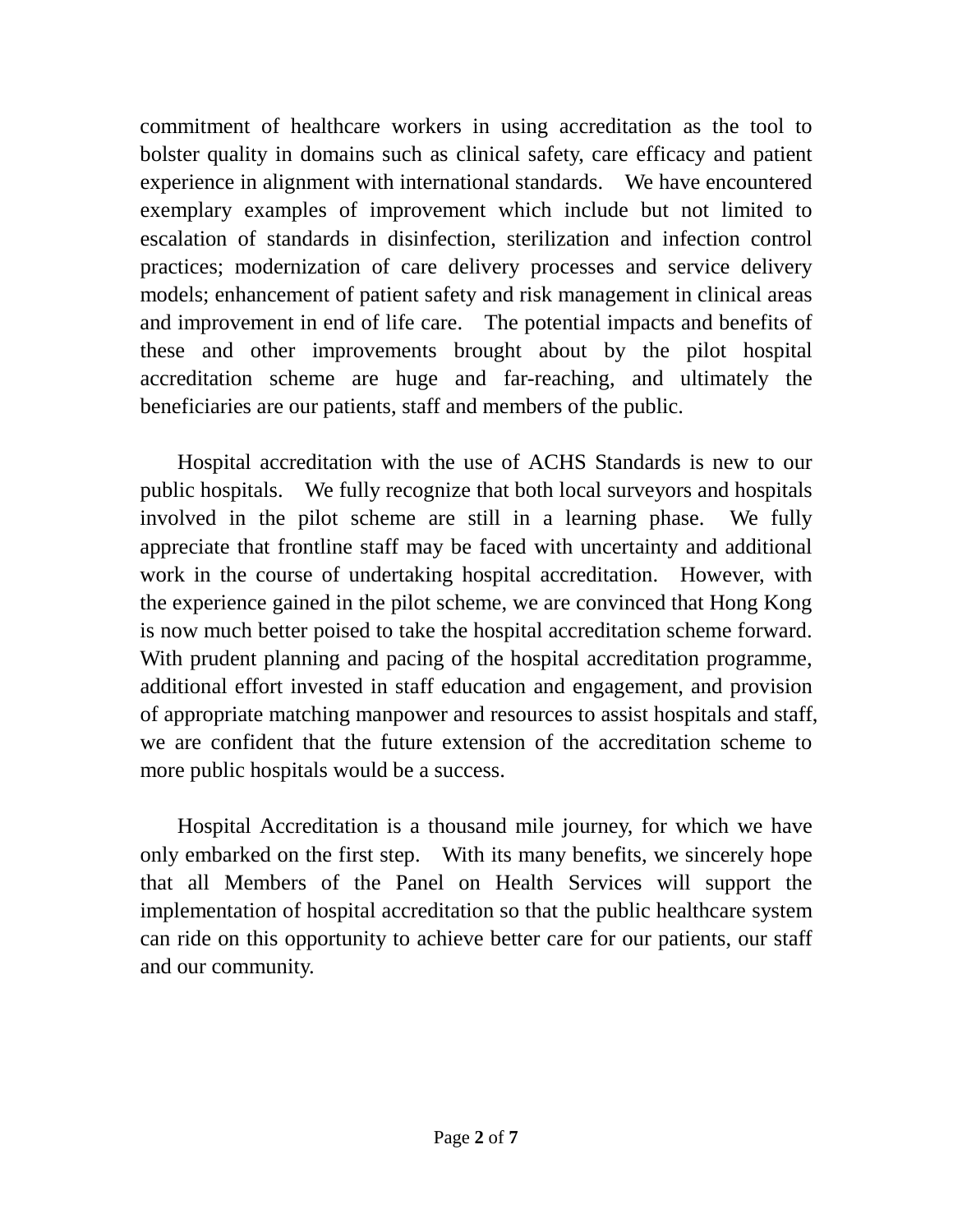commitment of healthcare workers in using accreditation as the tool to bolster quality in domains such as clinical safety, care efficacy and patient experience in alignment with international standards. We have encountered exemplary examples of improvement which include but not limited to escalation of standards in disinfection, sterilization and infection control practices; modernization of care delivery processes and service delivery models; enhancement of patient safety and risk management in clinical areas and improvement in end of life care. The potential impacts and benefits of these and other improvements brought about by the pilot hospital accreditation scheme are huge and far-reaching, and ultimately the beneficiaries are our patients, staff and members of the public.

Hospital accreditation with the use of ACHS Standards is new to our public hospitals. We fully recognize that both local surveyors and hospitals involved in the pilot scheme are still in a learning phase. We fully appreciate that frontline staff may be faced with uncertainty and additional work in the course of undertaking hospital accreditation. However, with the experience gained in the pilot scheme, we are convinced that Hong Kong is now much better poised to take the hospital accreditation scheme forward. With prudent planning and pacing of the hospital accreditation programme, additional effort invested in staff education and engagement, and provision of appropriate matching manpower and resources to assist hospitals and staff, we are confident that the future extension of the accreditation scheme to more public hospitals would be a success.

Hospital Accreditation is a thousand mile journey, for which we have only embarked on the first step. With its many benefits, we sincerely hope that all Members of the Panel on Health Services will support the implementation of hospital accreditation so that the public healthcare system can ride on this opportunity to achieve better care for our patients, our staff and our community.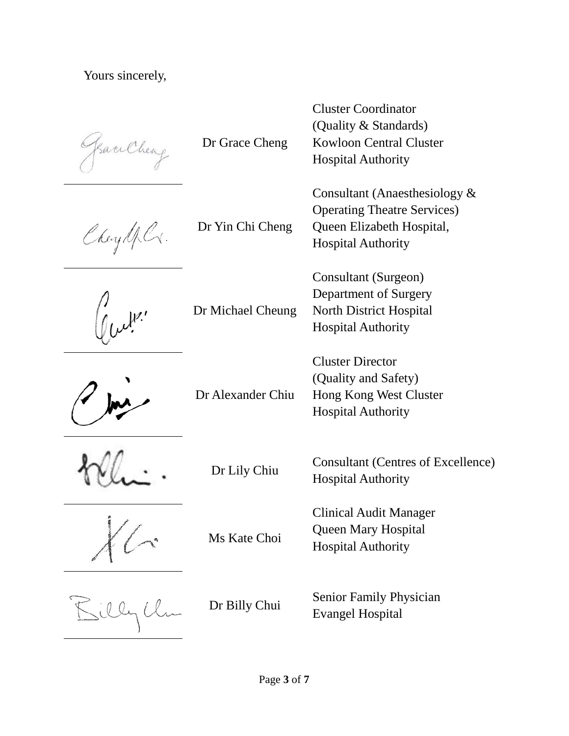Yours sincerely,

| | | |
|---|---|---|
| | Dr Grace Cheng | Cluster Coordinator<br>(Quality & Standards)<br>Kowloon Central Cluster<br>Hospital Authority |
| | Dr Yin Chi Cheng | Consultant (Anaesthesiology &<br>Operating Theatre Services)<br>Queen Elizabeth Hospital,<br>Hospital Authority |
| | Dr Michael Cheung | Consultant (Surgeon)<br>Department of Surgery<br>North District Hospital<br>Hospital Authority |
| | Dr Alexander Chiu | Cluster Director<br>(Quality and Safety)<br>Hong Kong West Cluster<br>Hospital Authority |
| | Dr Lily Chiu | Consultant (Centres of Excellence)<br>Hospital Authority |
| | Ms Kate Choi | Clinical Audit Manager<br>Queen Mary Hospital<br>Hospital Authority |
| | Dr Billy Chui | Senior Family Physician<br>Evangel Hospital |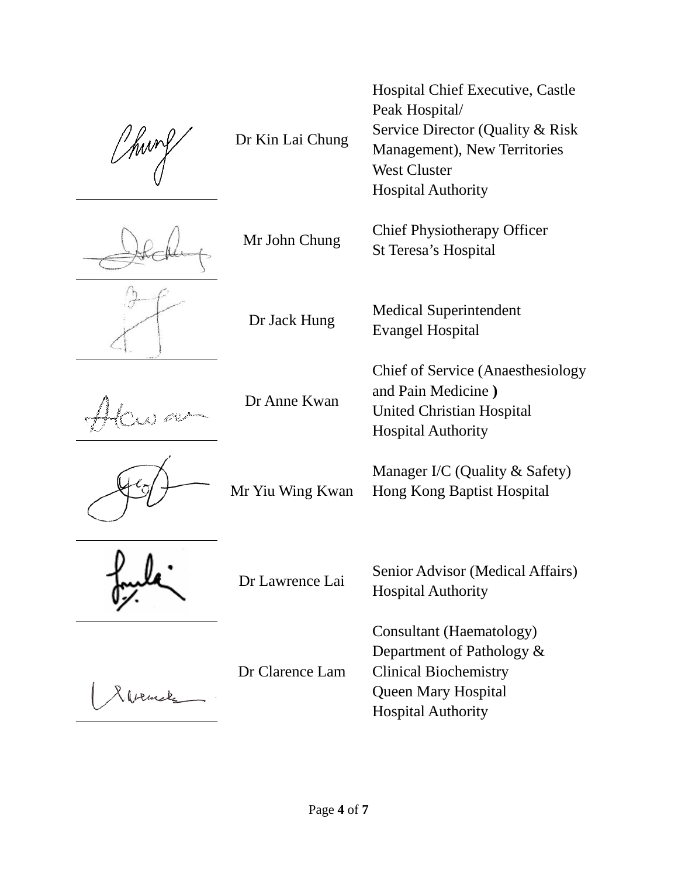| Signature | Name | Title |
| --- | --- | --- |
| | Dr Kin Lai Chung | Hospital Chief Executive, Castle Peak Hospital/ Service Director (Quality & Risk Management), New Territories West Cluster Hospital Authority |
| | Mr John Chung | Chief Physiotherapy Officer St Teresa's Hospital |
| | Dr Jack Hung | Medical Superintendent Evangel Hospital |
| | Dr Anne Kwan | Chief of Service (Anaesthesiology and Pain Medicine **)** United Christian Hospital Hospital Authority |
| | Mr Yiu Wing Kwan | Manager I/C (Quality & Safety) Hong Kong Baptist Hospital |
| | Dr Lawrence Lai | Senior Advisor (Medical Affairs) Hospital Authority |
| | Dr Clarence Lam | Consultant (Haematology) Department of Pathology & Clinical Biochemistry Queen Mary Hospital Hospital Authority |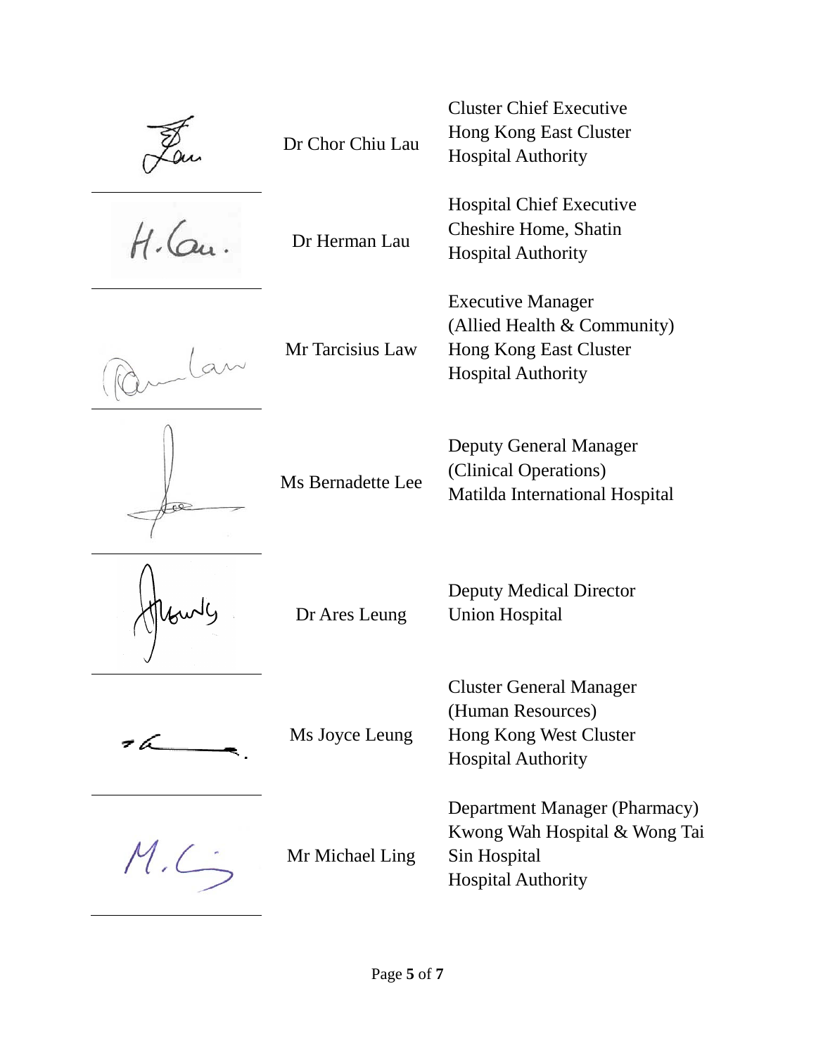| Signature | Name | Position |
| --- | --- | --- |
| | Dr Chor Chiu Lau | Cluster Chief Executive<br>Hong Kong East Cluster<br>Hospital Authority |
| | Dr Herman Lau | Hospital Chief Executive<br>Cheshire Home, Shatin<br>Hospital Authority |
| | Mr Tarcisius Law | Executive Manager<br>(Allied Health & Community)<br>Hong Kong East Cluster<br>Hospital Authority |
| | Ms Bernadette Lee | Deputy General Manager<br>(Clinical Operations)<br>Matilda International Hospital |
| | Dr Ares Leung | Deputy Medical Director<br>Union Hospital |
| | Ms Joyce Leung | Cluster General Manager<br>(Human Resources)<br>Hong Kong West Cluster<br>Hospital Authority |
| | Mr Michael Ling | Department Manager (Pharmacy)<br>Kwong Wah Hospital & Wong Tai Sin Hospital<br>Hospital Authority |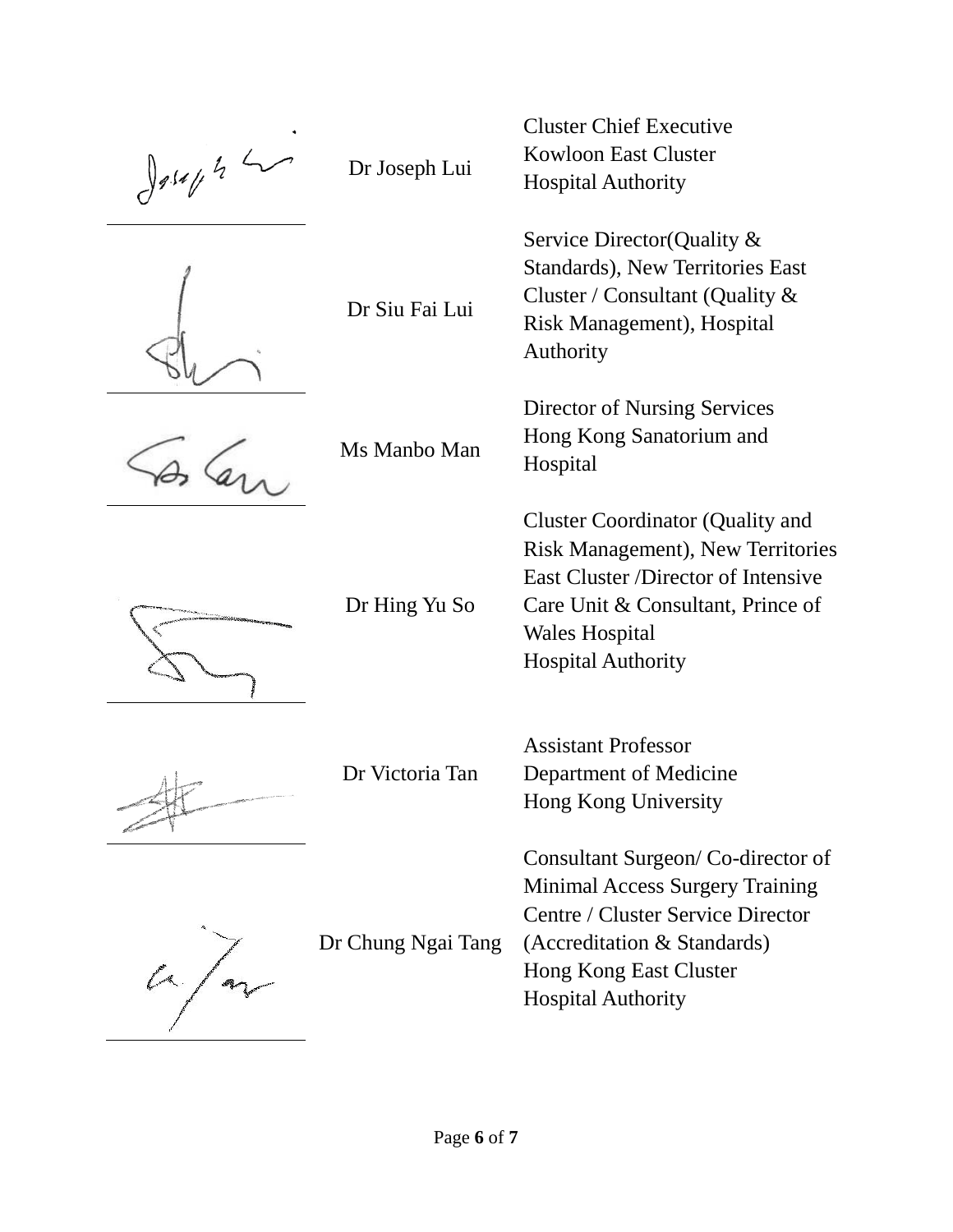| Signature | Name | Position |
|---|---|---|
| | Dr Joseph Lui | Cluster Chief Executive<br>Kowloon East Cluster<br>Hospital Authority |
| | Dr Siu Fai Lui | Service Director(Quality & Standards), New Territories East Cluster / Consultant (Quality & Risk Management), Hospital Authority |
| | Ms Manbo Man | Director of Nursing Services<br>Hong Kong Sanatorium and Hospital |
| | Dr Hing Yu So | Cluster Coordinator (Quality and Risk Management), New Territories East Cluster /Director of Intensive Care Unit & Consultant, Prince of Wales Hospital<br>Hospital Authority |
| | Dr Victoria Tan | Assistant Professor<br>Department of Medicine<br>Hong Kong University |
| | Dr Chung Ngai Tang | Consultant Surgeon/ Co-director of Minimal Access Surgery Training Centre / Cluster Service Director (Accreditation & Standards)<br>Hong Kong East Cluster<br>Hospital Authority |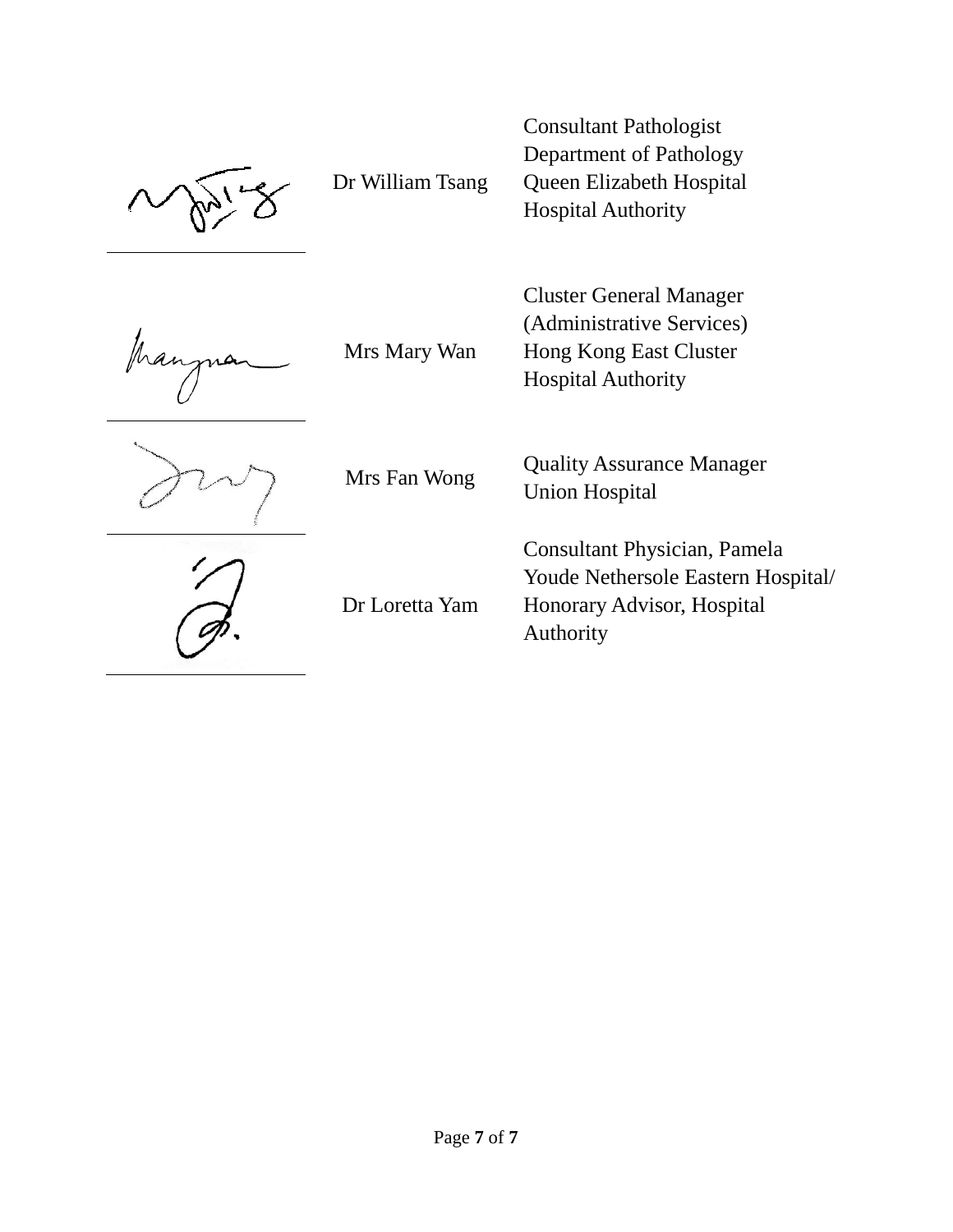| | | |
|---|---|---|
| | Dr William Tsang | Consultant Pathologist<br>Department of Pathology<br>Queen Elizabeth Hospital<br>Hospital Authority |
| | Mrs Mary Wan | Cluster General Manager<br>(Administrative Services)<br>Hong Kong East Cluster<br>Hospital Authority |
| | Mrs Fan Wong | Quality Assurance Manager<br>Union Hospital |
| | Dr Loretta Yam | Consultant Physician, Pamela Youde Nethersole Eastern Hospital/<br>Honorary Advisor, Hospital Authority |